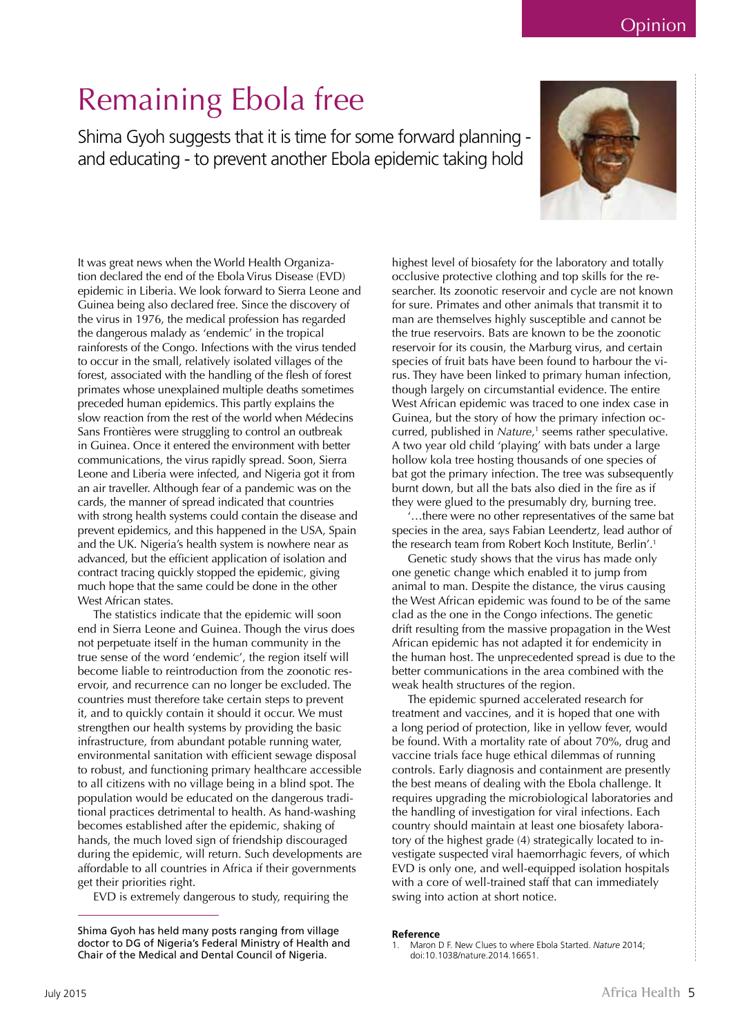# Remaining Ebola free

Shima Gyoh suggests that it is time for some forward planning - and educating - to prevent another Ebola epidemic taking hold

It was great news when the World Health Organization declared the end of the Ebola Virus Disease (EVD) epidemic in Liberia. We look forward to Sierra Leone and Guinea being also declared free. Since the discovery of the virus in 1976, the medical profession has regarded the dangerous malady as 'endemic' in the tropical rainforests of the Congo. Infections with the virus tended to occur in the small, relatively isolated villages of the forest, associated with the handling of the flesh of forest primates whose unexplained multiple deaths sometimes preceded human epidemics. This partly explains the slow reaction from the rest of the world when Médecins Sans Frontières were struggling to control an outbreak in Guinea. Once it entered the environment with better communications, the virus rapidly spread. Soon, Sierra Leone and Liberia were infected, and Nigeria got it from an air traveller. Although fear of a pandemic was on the cards, the manner of spread indicated that countries with strong health systems could contain the disease and prevent epidemics, and this happened in the USA, Spain and the UK. Nigeria's health system is nowhere near as advanced, but the efficient application of isolation and contract tracing quickly stopped the epidemic, giving much hope that the same could be done in the other West African states.

The statistics indicate that the epidemic will soon end in Sierra Leone and Guinea. Though the virus does not perpetuate itself in the human community in the true sense of the word 'endemic', the region itself will become liable to reintroduction from the zoonotic reservoir, and recurrence can no longer be excluded. The countries must therefore take certain steps to prevent it, and to quickly contain it should it occur. We must strengthen our health systems by providing the basic infrastructure, from abundant potable running water, environmental sanitation with efficient sewage disposal to robust, and functioning primary healthcare accessible to all citizens with no village being in a blind spot. The population would be educated on the dangerous traditional practices detrimental to health. As hand-washing becomes established after the epidemic, shaking of hands, the much loved sign of friendship discouraged during the epidemic, will return. Such developments are affordable to all countries in Africa if their governments get their priorities right.

EVD is extremely dangerous to study, requiring the highest level of biosafety for the laboratory and totally occlusive protective clothing and top skills for the researcher. Its zoonotic reservoir and cycle are not known for sure. Primates and other animals that transmit it to man are themselves highly susceptible and cannot be the true reservoirs. Bats are known to be the zoonotic reservoir for its cousin, the Marburg virus, and certain species of fruit bats have been found to harbour the virus. They have been linked to primary human infection, though largely on circumstantial evidence. The entire West African epidemic was traced to one index case in Guinea, but the story of how the primary infection occurred, published in *Nature*,[1] seems rather speculative. A two year old child 'playing' with bats under a large hollow kola tree hosting thousands of one species of bat got the primary infection. The tree was subsequently burnt down, but all the bats also died in the fire as if they were glued to the presumably dry, burning tree.

'…there were no other representatives of the same bat species in the area, says Fabian Leendertz, lead author of the research team from Robert Koch Institute, Berlin'.[1]

Genetic study shows that the virus has made only one genetic change which enabled it to jump from animal to man. Despite the distance, the virus causing the West African epidemic was found to be of the same clad as the one in the Congo infections. The genetic drift resulting from the massive propagation in the West African epidemic has not adapted it for endemicity in the human host. The unprecedented spread is due to the better communications in the area combined with the weak health structures of the region.

The epidemic spurned accelerated research for treatment and vaccines, and it is hoped that one with a long period of protection, like in yellow fever, would be found. With a mortality rate of about 70%, drug and vaccine trials face huge ethical dilemmas of running controls. Early diagnosis and containment are presently the best means of dealing with the Ebola challenge. It requires upgrading the microbiological laboratories and the handling of investigation for viral infections. Each country should maintain at least one biosafety laboratory of the highest grade (4) strategically located to investigate suspected viral haemorrhagic fevers, of which EVD is only one, and well-equipped isolation hospitals with a core of well-trained staff that can immediately swing into action at short notice.

Shima Gyoh has held many posts ranging from village doctor to DG of Nigeria's Federal Ministry of Health and Chair of the Medical and Dental Council of Nigeria.

**Reference**

1. Maron D F. New Clues to where Ebola Started. *Nature* 2014; doi:10.1038/nature.2014.16651.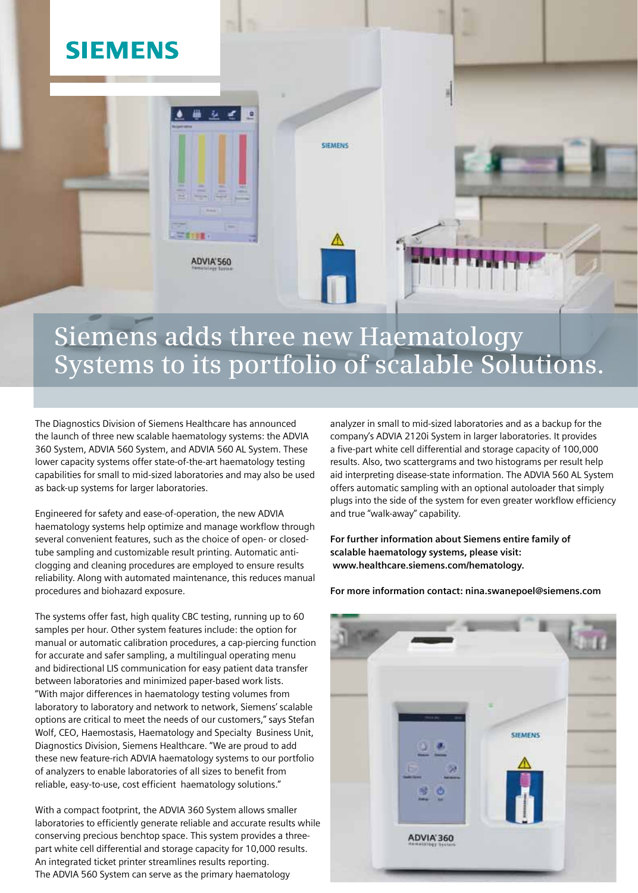# Siemens adds three new Haematology Systems to its portfolio of scalable Solutions.

The Diagnostics Division of Siemens Healthcare has announced the launch of three new scalable haematology systems: the ADVIA 360 System, ADVIA 560 System, and ADVIA 560 AL System. These lower capacity systems offer state-of-the-art haematology testing capabilities for small to mid-sized laboratories and may also be used as back-up systems for larger laboratories.

Engineered for safety and ease-of-operation, the new ADVIA haematology systems help optimize and manage workflow through several convenient features, such as the choice of open- or closed-tube sampling and customizable result printing. Automatic anti-clogging and cleaning procedures are employed to ensure results reliability. Along with automated maintenance, this reduces manual procedures and biohazard exposure.

The systems offer fast, high quality CBC testing, running up to 60 samples per hour. Other system features include: the option for manual or automatic calibration procedures, a cap-piercing function for accurate and safer sampling, a multilingual operating menu and bidirectional LIS communication for easy patient data transfer between laboratories and minimized paper-based work lists. "With major differences in haematology testing volumes from laboratory to laboratory and network to network, Siemens' scalable options are critical to meet the needs of our customers," says Stefan Wolf, CEO, Haemostasis, Haematology and Specialty Business Unit, Diagnostics Division, Siemens Healthcare. "We are proud to add these new feature-rich ADVIA haematology systems to our portfolio of analyzers to enable laboratories of all sizes to benefit from reliable, easy-to-use, cost efficient haematology solutions."

With a compact footprint, the ADVIA 360 System allows smaller laboratories to efficiently generate reliable and accurate results while conserving precious benchtop space. This system provides a three-part white cell differential and storage capacity for 10,000 results. An integrated ticket printer streamlines results reporting. The ADVIA 560 System can serve as the primary haematology analyzer in small to mid-sized laboratories and as a backup for the company's ADVIA 2120i System in larger laboratories. It provides a five-part white cell differential and storage capacity of 100,000 results. Also, two scattergrams and two histograms per result help aid interpreting disease-state information. The ADVIA 560 AL System offers automatic sampling with an optional autoloader that simply plugs into the side of the system for even greater workflow efficiency and true "walk-away" capability.

**For further information about Siemens entire family of scalable haematology systems, please visit: www.healthcare.siemens.com/hematology.**

**For more information contact: nina.swanepoel@siemens.com**